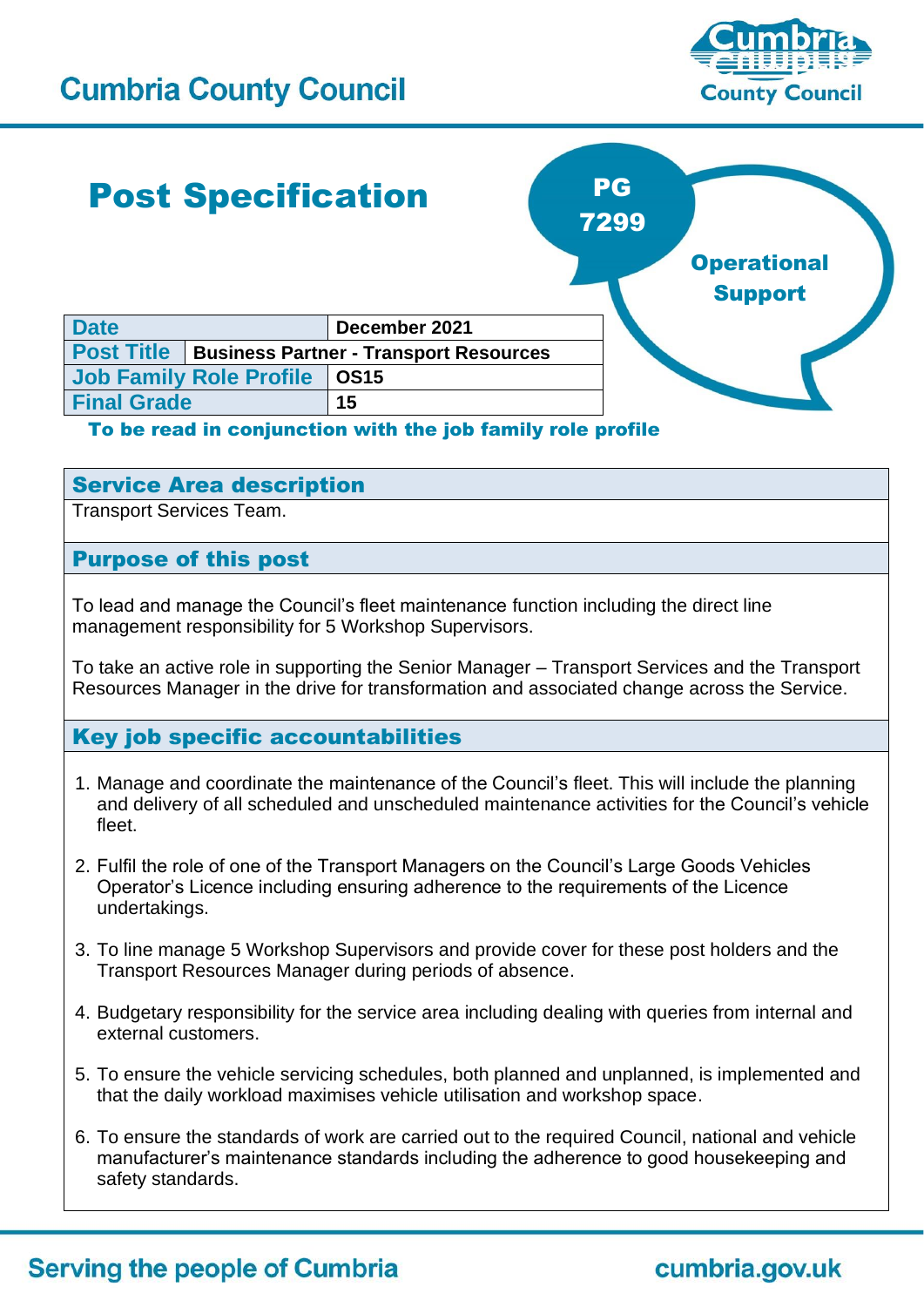# Cumbria County Council

# Post Specification

PG 7299

Operational Support

| Date | December 2021 |
|---|---|
| Post Title | Business Partner - Transport Resources |
| Job Family Role Profile | OS15 |
| Final Grade | 15 |

**To be read in conjunction with the job family role profile**

## Service Area description

Transport Services Team.

## Purpose of this post

To lead and manage the Council's fleet maintenance function including the direct line management responsibility for 5 Workshop Supervisors.

To take an active role in supporting the Senior Manager – Transport Services and the Transport Resources Manager in the drive for transformation and associated change across the Service.

## Key job specific accountabilities

1. Manage and coordinate the maintenance of the Council's fleet. This will include the planning and delivery of all scheduled and unscheduled maintenance activities for the Council's vehicle fleet.
2. Fulfil the role of one of the Transport Managers on the Council's Large Goods Vehicles Operator's Licence including ensuring adherence to the requirements of the Licence undertakings.
3. To line manage 5 Workshop Supervisors and provide cover for these post holders and the Transport Resources Manager during periods of absence.
4. Budgetary responsibility for the service area including dealing with queries from internal and external customers.
5. To ensure the vehicle servicing schedules, both planned and unplanned, is implemented and that the daily workload maximises vehicle utilisation and workshop space.
6. To ensure the standards of work are carried out to the required Council, national and vehicle manufacturer's maintenance standards including the adherence to good housekeeping and safety standards.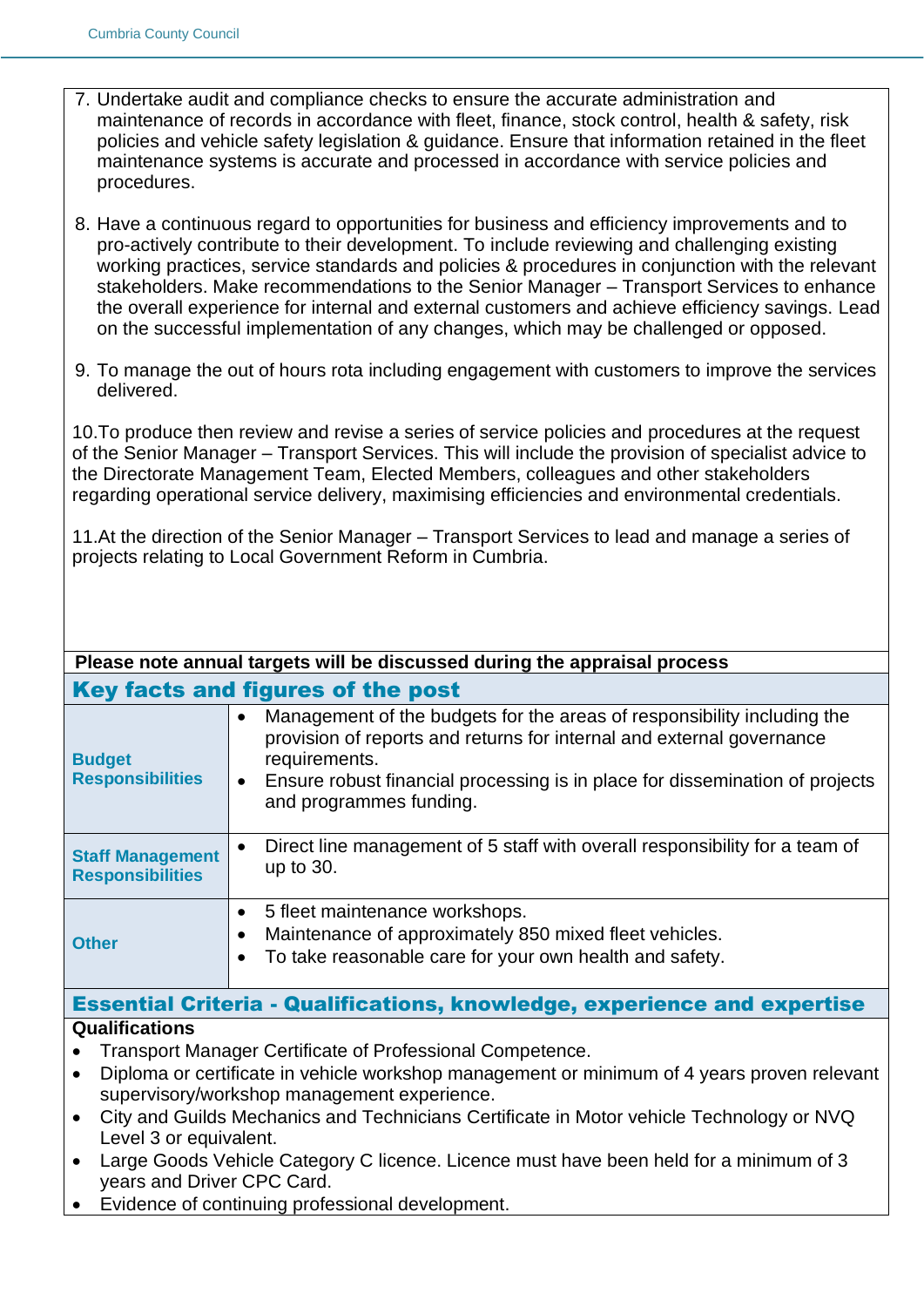7. Undertake audit and compliance checks to ensure the accurate administration and maintenance of records in accordance with fleet, finance, stock control, health & safety, risk policies and vehicle safety legislation & guidance. Ensure that information retained in the fleet maintenance systems is accurate and processed in accordance with service policies and procedures.

8. Have a continuous regard to opportunities for business and efficiency improvements and to pro-actively contribute to their development. To include reviewing and challenging existing working practices, service standards and policies & procedures in conjunction with the relevant stakeholders. Make recommendations to the Senior Manager – Transport Services to enhance the overall experience for internal and external customers and achieve efficiency savings. Lead on the successful implementation of any changes, which may be challenged or opposed.

9. To manage the out of hours rota including engagement with customers to improve the services delivered.

10. To produce then review and revise a series of service policies and procedures at the request of the Senior Manager – Transport Services. This will include the provision of specialist advice to the Directorate Management Team, Elected Members, colleagues and other stakeholders regarding operational service delivery, maximising efficiencies and environmental credentials.

11. At the direction of the Senior Manager – Transport Services to lead and manage a series of projects relating to Local Government Reform in Cumbria.

**Please note annual targets will be discussed during the appraisal process**

## Key facts and figures of the post

| | |
|---|---|
| **Budget Responsibilities** | • Management of the budgets for the areas of responsibility including the provision of reports and returns for internal and external governance requirements.<br>• Ensure robust financial processing is in place for dissemination of projects and programmes funding. |
| **Staff Management Responsibilities** | • Direct line management of 5 staff with overall responsibility for a team of up to 30. |
| **Other** | • 5 fleet maintenance workshops.<br>• Maintenance of approximately 850 mixed fleet vehicles.<br>• To take reasonable care for your own health and safety. |

## Essential Criteria - Qualifications, knowledge, experience and expertise

**Qualifications**

- Transport Manager Certificate of Professional Competence.
- Diploma or certificate in vehicle workshop management or minimum of 4 years proven relevant supervisory/workshop management experience.
- City and Guilds Mechanics and Technicians Certificate in Motor vehicle Technology or NVQ Level 3 or equivalent.
- Large Goods Vehicle Category C licence. Licence must have been held for a minimum of 3 years and Driver CPC Card.
- Evidence of continuing professional development.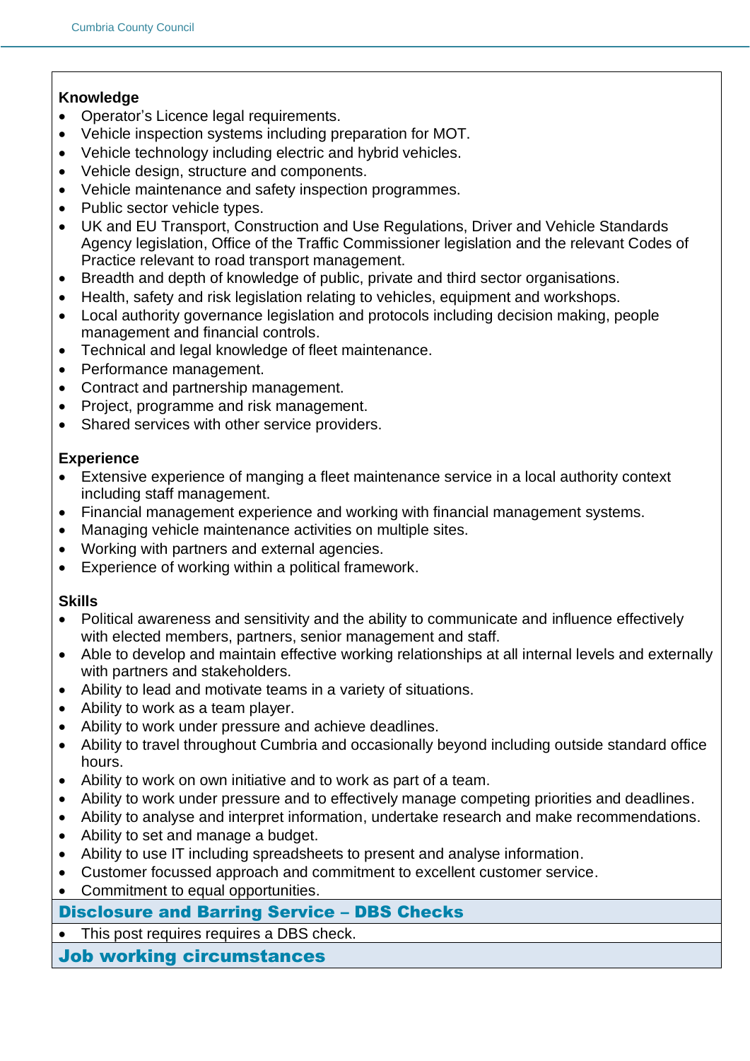**Knowledge**

- Operator's Licence legal requirements.
- Vehicle inspection systems including preparation for MOT.
- Vehicle technology including electric and hybrid vehicles.
- Vehicle design, structure and components.
- Vehicle maintenance and safety inspection programmes.
- Public sector vehicle types.
- UK and EU Transport, Construction and Use Regulations, Driver and Vehicle Standards Agency legislation, Office of the Traffic Commissioner legislation and the relevant Codes of Practice relevant to road transport management.
- Breadth and depth of knowledge of public, private and third sector organisations.
- Health, safety and risk legislation relating to vehicles, equipment and workshops.
- Local authority governance legislation and protocols including decision making, people management and financial controls.
- Technical and legal knowledge of fleet maintenance.
- Performance management.
- Contract and partnership management.
- Project, programme and risk management.
- Shared services with other service providers.

**Experience**

- Extensive experience of manging a fleet maintenance service in a local authority context including staff management.
- Financial management experience and working with financial management systems.
- Managing vehicle maintenance activities on multiple sites.
- Working with partners and external agencies.
- Experience of working within a political framework.

**Skills**

- Political awareness and sensitivity and the ability to communicate and influence effectively with elected members, partners, senior management and staff.
- Able to develop and maintain effective working relationships at all internal levels and externally with partners and stakeholders.
- Ability to lead and motivate teams in a variety of situations.
- Ability to work as a team player.
- Ability to work under pressure and achieve deadlines.
- Ability to travel throughout Cumbria and occasionally beyond including outside standard office hours.
- Ability to work on own initiative and to work as part of a team.
- Ability to work under pressure and to effectively manage competing priorities and deadlines.
- Ability to analyse and interpret information, undertake research and make recommendations.
- Ability to set and manage a budget.
- Ability to use IT including spreadsheets to present and analyse information.
- Customer focussed approach and commitment to excellent customer service.
- Commitment to equal opportunities.

## Disclosure and Barring Service – DBS Checks

- This post requires requires a DBS check.

## Job working circumstances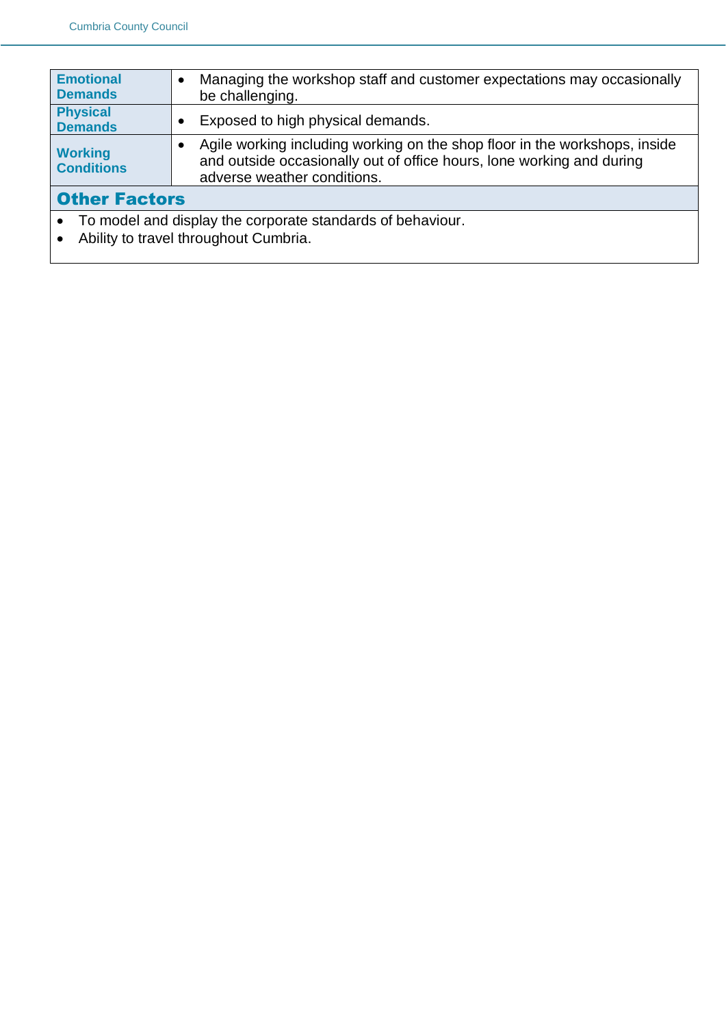| | |
|---|---|
| **Emotional Demands** | • Managing the workshop staff and customer expectations may occasionally be challenging. |
| **Physical Demands** | • Exposed to high physical demands. |
| **Working Conditions** | • Agile working including working on the shop floor in the workshops, inside and outside occasionally out of office hours, lone working and during adverse weather conditions. |

## Other Factors

- To model and display the corporate standards of behaviour.
- Ability to travel throughout Cumbria.